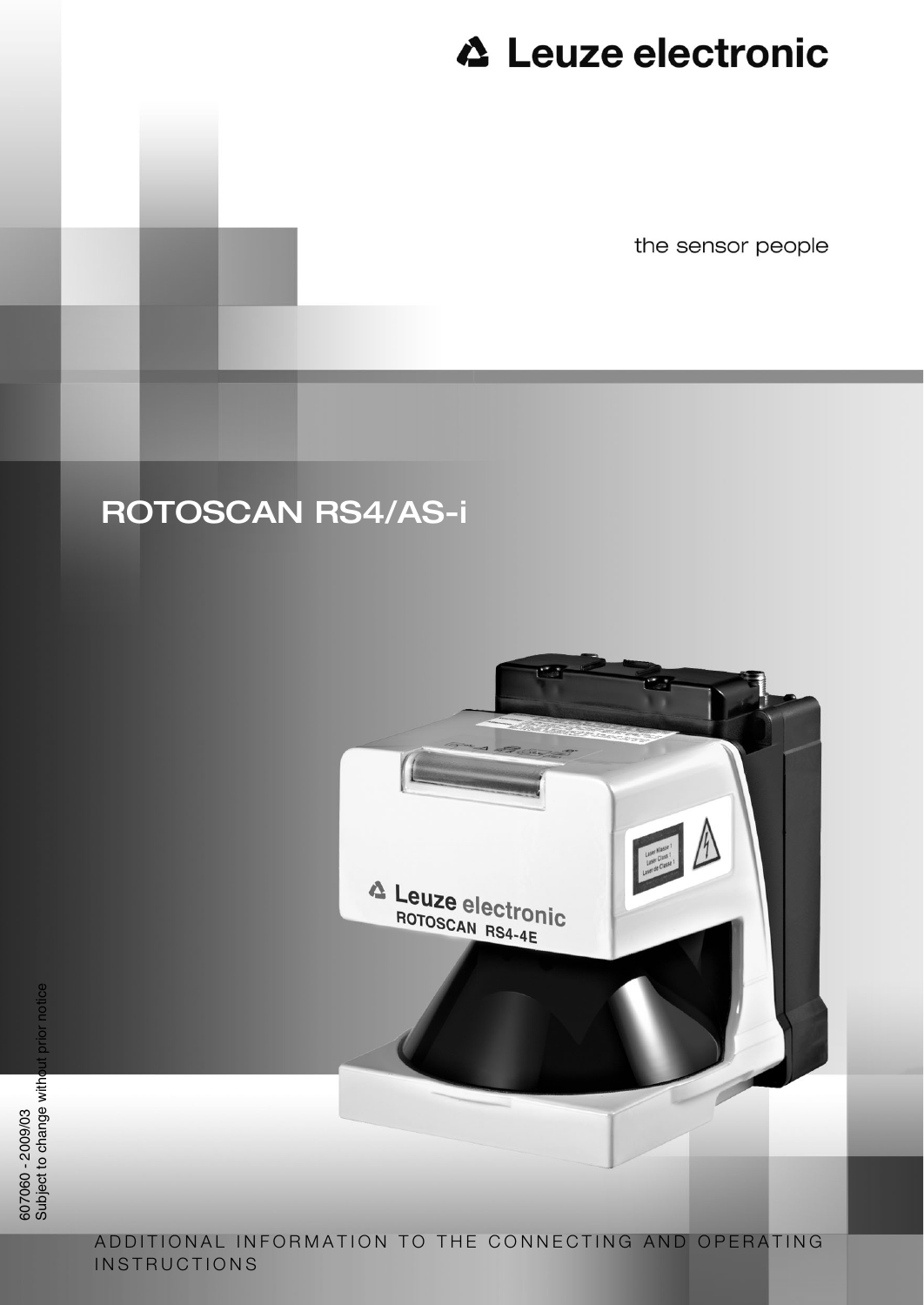Leuze electronic

the sensor people

# ROTOSCAN RS4/AS-i

607060 - 2009/03
Subject to change without prior notice

ADDITIONAL INFORMATION TO THE CONNECTING AND OPERATING INSTRUCTIONS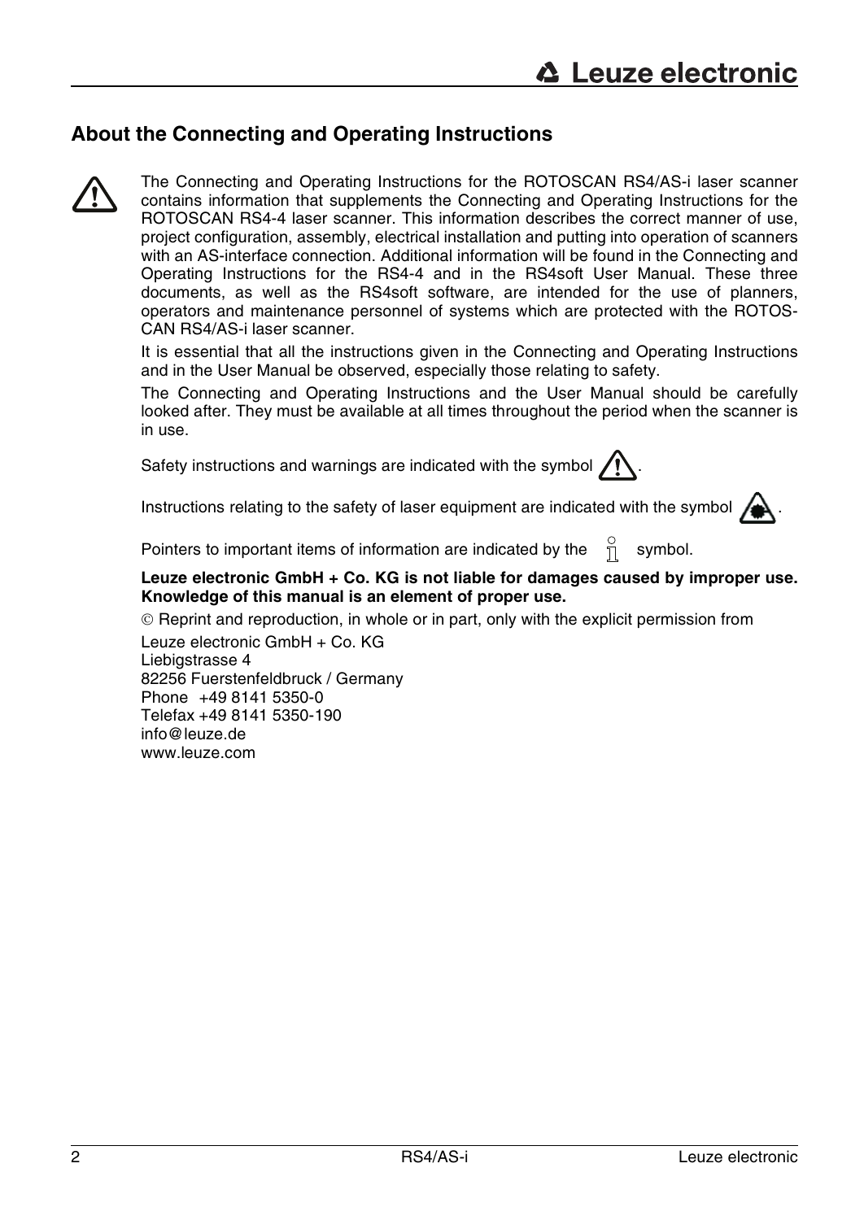## About the Connecting and Operating Instructions

The Connecting and Operating Instructions for the ROTOSCAN RS4/AS-i laser scanner contains information that supplements the Connecting and Operating Instructions for the ROTOSCAN RS4-4 laser scanner. This information describes the correct manner of use, project configuration, assembly, electrical installation and putting into operation of scanners with an AS-interface connection. Additional information will be found in the Connecting and Operating Instructions for the RS4-4 and in the RS4soft User Manual. These three documents, as well as the RS4soft software, are intended for the use of planners, operators and maintenance personnel of systems which are protected with the ROTOSCAN RS4/AS-i laser scanner.

It is essential that all the instructions given in the Connecting and Operating Instructions and in the User Manual be observed, especially those relating to safety.

The Connecting and Operating Instructions and the User Manual should be carefully looked after. They must be available at all times throughout the period when the scanner is in use.

Safety instructions and warnings are indicated with the symbol ⚠.

Instructions relating to the safety of laser equipment are indicated with the symbol .

Pointers to important items of information are indicated by the ℹ symbol.

**Leuze electronic GmbH + Co. KG is not liable for damages caused by improper use. Knowledge of this manual is an element of proper use.**

© Reprint and reproduction, in whole or in part, only with the explicit permission from

Leuze electronic GmbH + Co. KG
Liebigstrasse 4
82256 Fuerstenfeldbruck / Germany
Phone +49 8141 5350-0
Telefax +49 8141 5350-190
info@leuze.de
www.leuze.com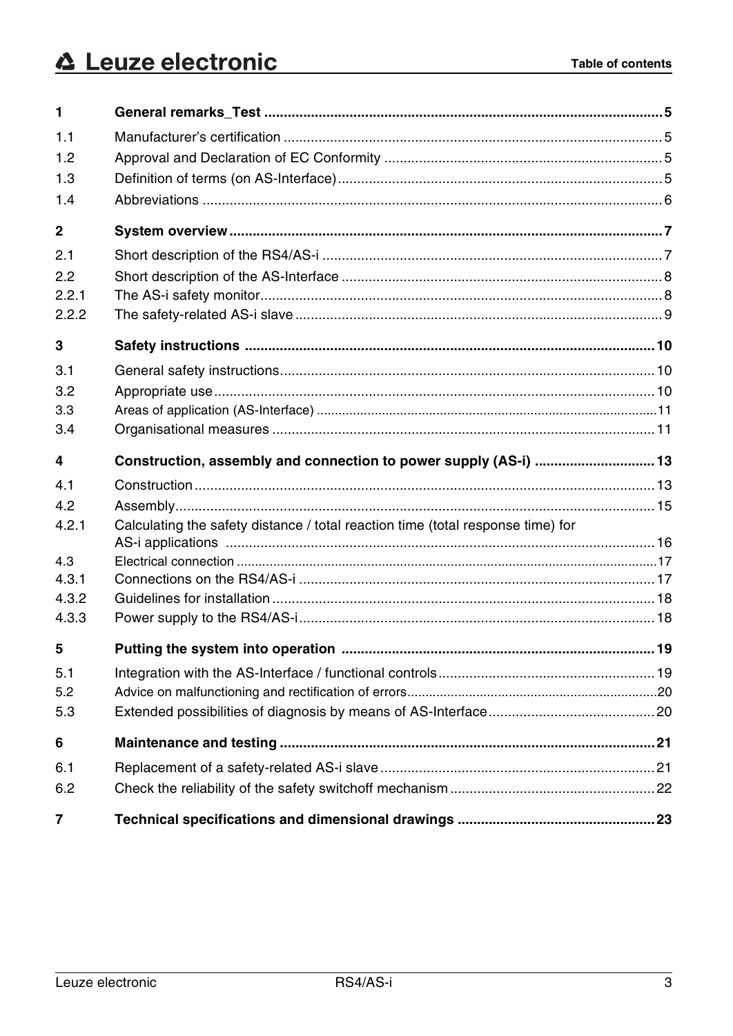# Table of contents

| | | |
|---|---|---|
| **1** | **General remarks_Test** | **5** |
| 1.1 | Manufacturer's certification | 5 |
| 1.2 | Approval and Declaration of EC Conformity | 5 |
| 1.3 | Definition of terms (on AS-Interface) | 5 |
| 1.4 | Abbreviations | 6 |
| **2** | **System overview** | **7** |
| 2.1 | Short description of the RS4/AS-i | 7 |
| 2.2 | Short description of the AS-Interface | 8 |
| 2.2.1 | The AS-i safety monitor | 8 |
| 2.2.2 | The safety-related AS-i slave | 9 |
| **3** | **Safety instructions** | **10** |
| 3.1 | General safety instructions | 10 |
| 3.2 | Appropriate use | 10 |
| 3.3 | Areas of application (AS-Interface) | 11 |
| 3.4 | Organisational measures | 11 |
| **4** | **Construction, assembly and connection to power supply (AS-i)** | **13** |
| 4.1 | Construction | 13 |
| 4.2 | Assembly | 15 |
| 4.2.1 | Calculating the safety distance / total reaction time (total response time) for AS-i applications | 16 |
| 4.3 | Electrical connection | 17 |
| 4.3.1 | Connections on the RS4/AS-i | 17 |
| 4.3.2 | Guidelines for installation | 18 |
| 4.3.3 | Power supply to the RS4/AS-i | 18 |
| **5** | **Putting the system into operation** | **19** |
| 5.1 | Integration with the AS-Interface / functional controls | 19 |
| 5.2 | Advice on malfunctioning and rectification of errors | 20 |
| 5.3 | Extended possibilities of diagnosis by means of AS-Interface | 20 |
| **6** | **Maintenance and testing** | **21** |
| 6.1 | Replacement of a safety-related AS-i slave | 21 |
| 6.2 | Check the reliability of the safety switchoff mechanism | 22 |
| **7** | **Technical specifications and dimensional drawings** | **23** |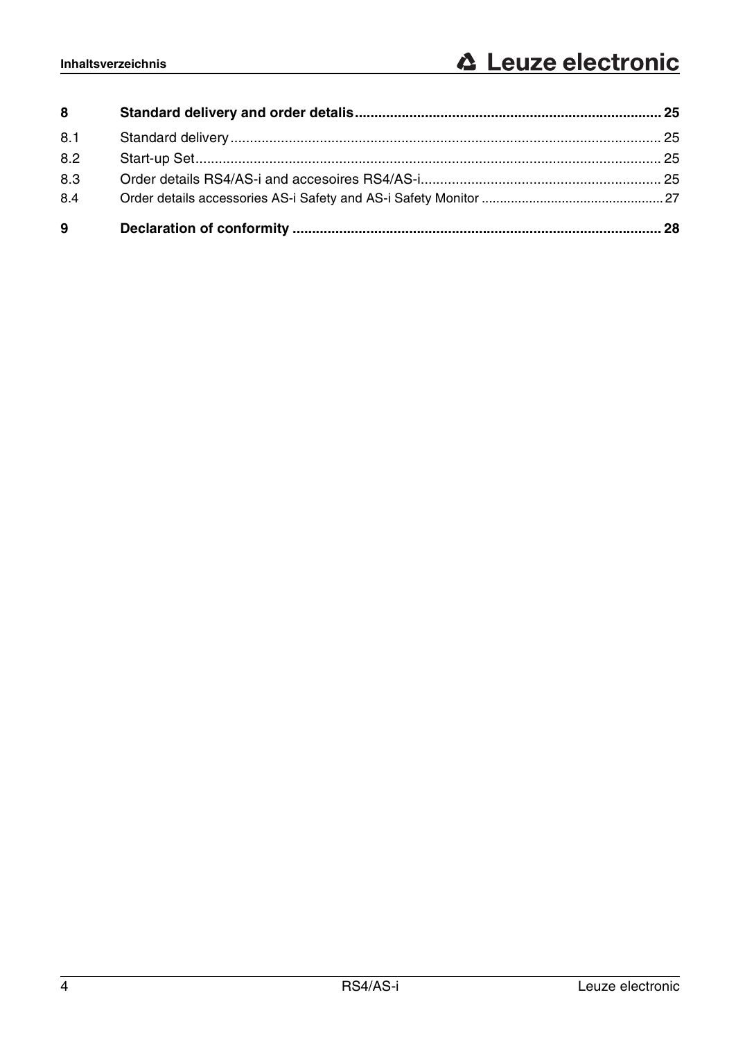| | | |
|---|---|---|
| **8** | **Standard delivery and order detalis** | **25** |
| 8.1 | Standard delivery | 25 |
| 8.2 | Start-up Set | 25 |
| 8.3 | Order details RS4/AS-i and accesoires RS4/AS-i | 25 |
| 8.4 | Order details accessories AS-i Safety and AS-i Safety Monitor | 27 |
| **9** | **Declaration of conformity** | **28** |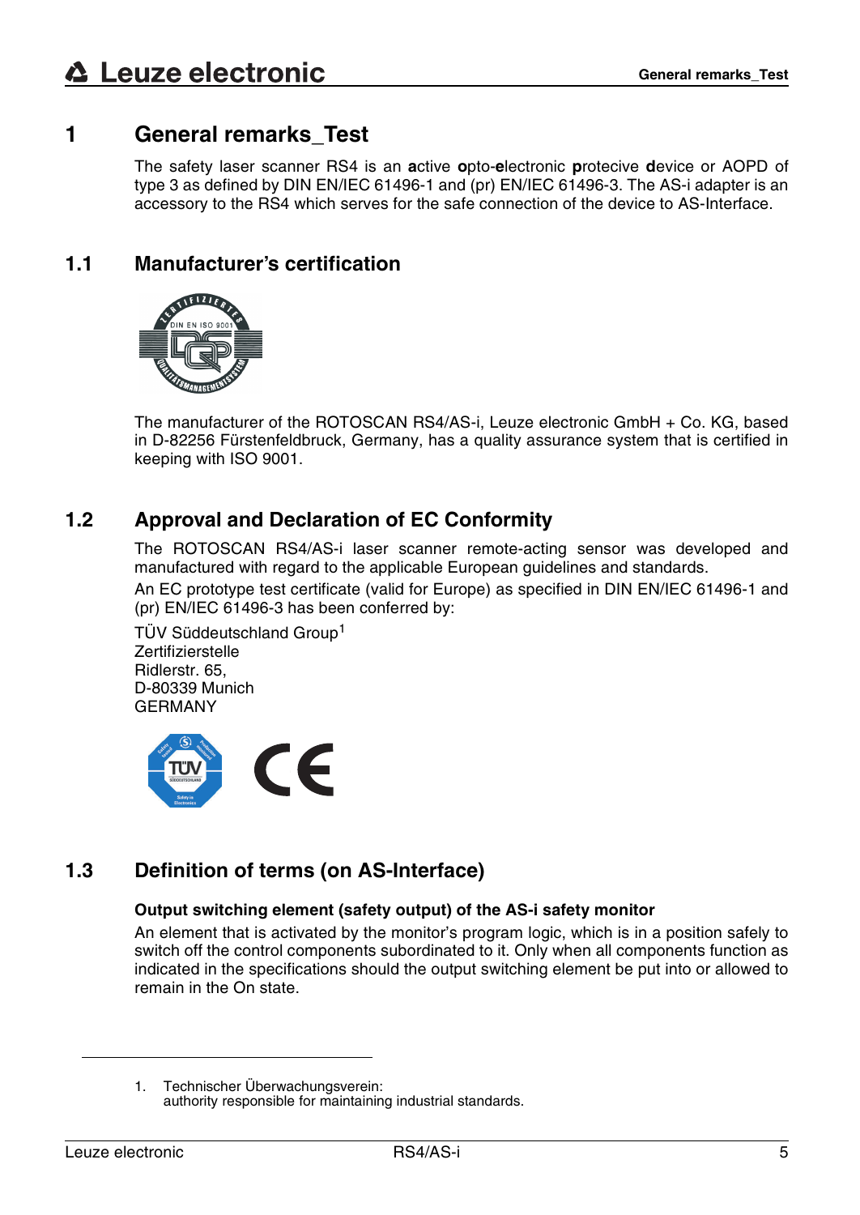# 1 General remarks_Test

The safety laser scanner RS4 is an **a**ctive **o**pto-**e**lectronic **p**rotecive **d**evice or AOPD of type 3 as defined by DIN EN/IEC 61496-1 and (pr) EN/IEC 61496-3. The AS-i adapter is an accessory to the RS4 which serves for the safe connection of the device to AS-Interface.

## 1.1 Manufacturer's certification

The manufacturer of the ROTOSCAN RS4/AS-i, Leuze electronic GmbH + Co. KG, based in D-82256 Fürstenfeldbruck, Germany, has a quality assurance system that is certified in keeping with ISO 9001.

## 1.2 Approval and Declaration of EC Conformity

The ROTOSCAN RS4/AS-i laser scanner remote-acting sensor was developed and manufactured with regard to the applicable European guidelines and standards.

An EC prototype test certificate (valid for Europe) as specified in DIN EN/IEC 61496-1 and (pr) EN/IEC 61496-3 has been conferred by:

TÜV Süddeutschland Group[1]
Zertifizierstelle
Ridlerstr. 65,
D-80339 Munich
GERMANY

## 1.3 Definition of terms (on AS-Interface)

**Output switching element (safety output) of the AS-i safety monitor**

An element that is activated by the monitor's program logic, which is in a position safely to switch off the control components subordinated to it. Only when all components function as indicated in the specifications should the output switching element be put into or allowed to remain in the On state.

---

1. Technischer Überwachungsverein:
authority responsible for maintaining industrial standards.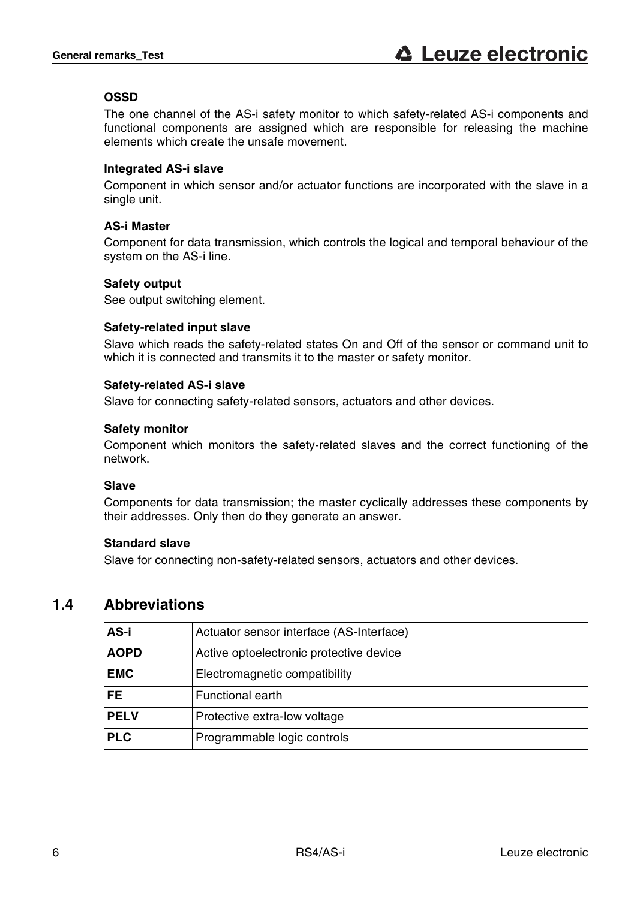#### OSSD

The one channel of the AS-i safety monitor to which safety-related AS-i components and functional components are assigned which are responsible for releasing the machine elements which create the unsafe movement.

#### Integrated AS-i slave

Component in which sensor and/or actuator functions are incorporated with the slave in a single unit.

#### AS-i Master

Component for data transmission, which controls the logical and temporal behaviour of the system on the AS-i line.

#### Safety output

See output switching element.

#### Safety-related input slave

Slave which reads the safety-related states On and Off of the sensor or command unit to which it is connected and transmits it to the master or safety monitor.

#### Safety-related AS-i slave

Slave for connecting safety-related sensors, actuators and other devices.

#### Safety monitor

Component which monitors the safety-related slaves and the correct functioning of the network.

#### Slave

Components for data transmission; the master cyclically addresses these components by their addresses. Only then do they generate an answer.

#### Standard slave

Slave for connecting non-safety-related sensors, actuators and other devices.

## 1.4 Abbreviations

| Abbreviation | Meaning |
|---|---|
| **AS-i** | Actuator sensor interface (AS-Interface) |
| **AOPD** | Active optoelectronic protective device |
| **EMC** | Electromagnetic compatibility |
| **FE** | Functional earth |
| **PELV** | Protective extra-low voltage |
| **PLC** | Programmable logic controls |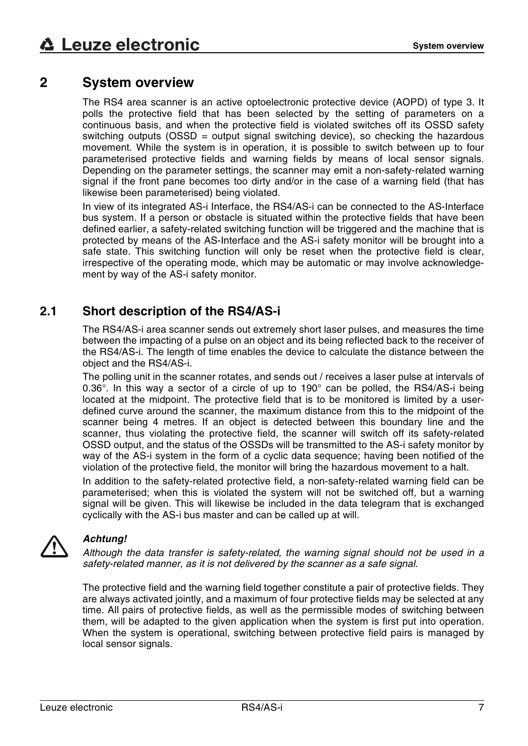# 2 System overview

The RS4 area scanner is an active optoelectronic protective device (AOPD) of type 3. It polls the protective field that has been selected by the setting of parameters on a continuous basis, and when the protective field is violated switches off its OSSD safety switching outputs (OSSD = output signal switching device), so checking the hazardous movement. While the system is in operation, it is possible to switch between up to four parameterised protective fields and warning fields by means of local sensor signals. Depending on the parameter settings, the scanner may emit a non-safety-related warning signal if the front pane becomes too dirty and/or in the case of a warning field (that has likewise been parameterised) being violated.

In view of its integrated AS-i Interface, the RS4/AS-i can be connected to the AS-Interface bus system. If a person or obstacle is situated within the protective fields that have been defined earlier, a safety-related switching function will be triggered and the machine that is protected by means of the AS-Interface and the AS-i safety monitor will be brought into a safe state. This switching function will only be reset when the protective field is clear, irrespective of the operating mode, which may be automatic or may involve acknowledgement by way of the AS-i safety monitor.

## 2.1 Short description of the RS4/AS-i

The RS4/AS-i area scanner sends out extremely short laser pulses, and measures the time between the impacting of a pulse on an object and its being reflected back to the receiver of the RS4/AS-i. The length of time enables the device to calculate the distance between the object and the RS4/AS-i.

The polling unit in the scanner rotates, and sends out / receives a laser pulse at intervals of 0.36°. In this way a sector of a circle of up to 190° can be polled, the RS4/AS-i being located at the midpoint. The protective field that is to be monitored is limited by a user-defined curve around the scanner, the maximum distance from this to the midpoint of the scanner being 4 metres. If an object is detected between this boundary line and the scanner, thus violating the protective field, the scanner will switch off its safety-related OSSD output, and the status of the OSSDs will be transmitted to the AS-i safety monitor by way of the AS-i system in the form of a cyclic data sequence; having been notified of the violation of the protective field, the monitor will bring the hazardous movement to a halt.

In addition to the safety-related protective field, a non-safety-related warning field can be parameterised; when this is violated the system will not be switched off, but a warning signal will be given. This will likewise be included in the data telegram that is exchanged cyclically with the AS-i bus master and can be called up at will.

***Achtung!***

*Although the data transfer is safety-related, the warning signal should not be used in a safety-related manner, as it is not delivered by the scanner as a safe signal.*

The protective field and the warning field together constitute a pair of protective fields. They are always activated jointly, and a maximum of four protective fields may be selected at any time. All pairs of protective fields, as well as the permissible modes of switching between them, will be adapted to the given application when the system is first put into operation. When the system is operational, switching between protective field pairs is managed by local sensor signals.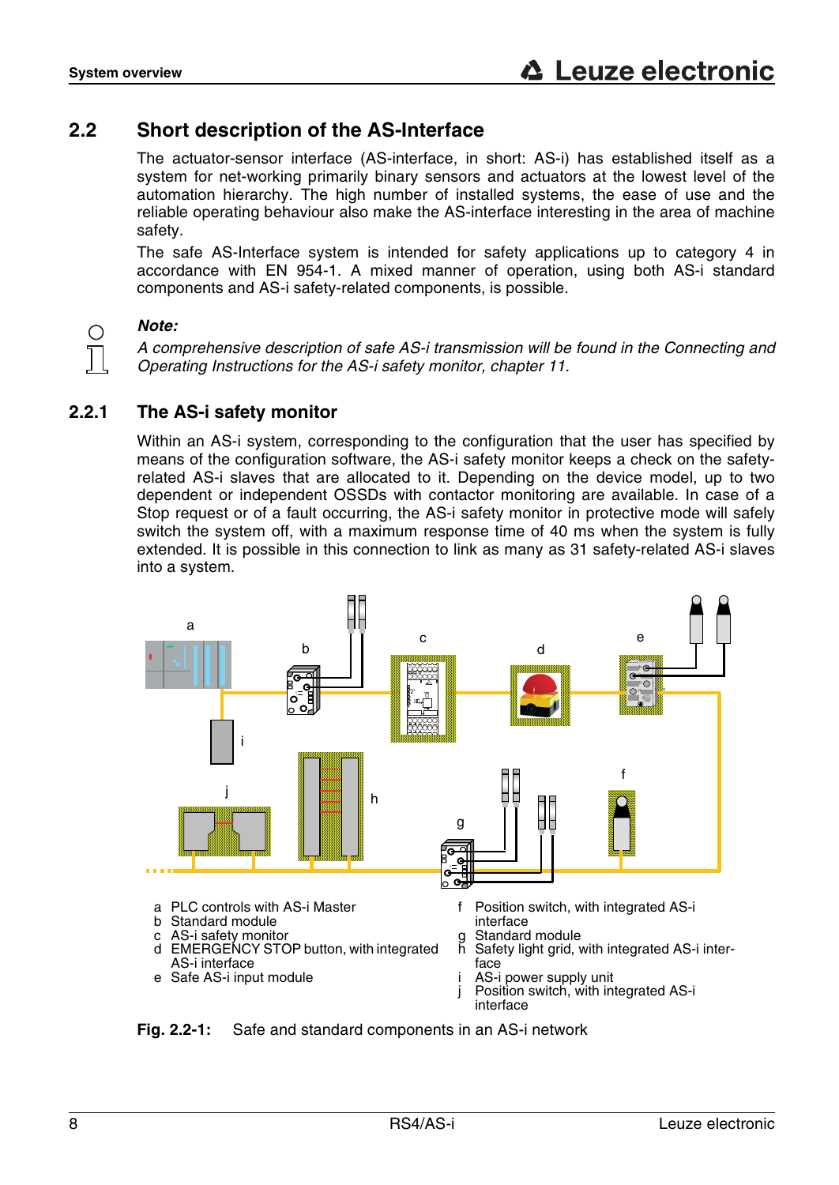## 2.2 Short description of the AS-Interface

The actuator-sensor interface (AS-interface, in short: AS-i) has established itself as a system for net-working primarily binary sensors and actuators at the lowest level of the automation hierarchy. The high number of installed systems, the ease of use and the reliable operating behaviour also make the AS-interface interesting in the area of machine safety.

The safe AS-Interface system is intended for safety applications up to category 4 in accordance with EN 954-1. A mixed manner of operation, using both AS-i standard components and AS-i safety-related components, is possible.

***Note:***

*A comprehensive description of safe AS-i transmission will be found in the Connecting and Operating Instructions for the AS-i safety monitor, chapter 11.*

### 2.2.1 The AS-i safety monitor

Within an AS-i system, corresponding to the configuration that the user has specified by means of the configuration software, the AS-i safety monitor keeps a check on the safety-related AS-i slaves that are allocated to it. Depending on the device model, up to two dependent or independent OSSDs with contactor monitoring are available. In case of a Stop request or of a fault occurring, the AS-i safety monitor in protective mode will safely switch the system off, with a maximum response time of 40 ms when the system is fully extended. It is possible in this connection to link as many as 31 safety-related AS-i slaves into a system.

- a PLC controls with AS-i Master
- b Standard module
- c AS-i safety monitor
- d EMERGENCY STOP button, with integrated AS-i interface
- e Safe AS-i input module
- f Position switch, with integrated AS-i interface
- g Standard module
- h Safety light grid, with integrated AS-i interface
- i AS-i power supply unit
- j Position switch, with integrated AS-i interface

**Fig. 2.2-1:** Safe and standard components in an AS-i network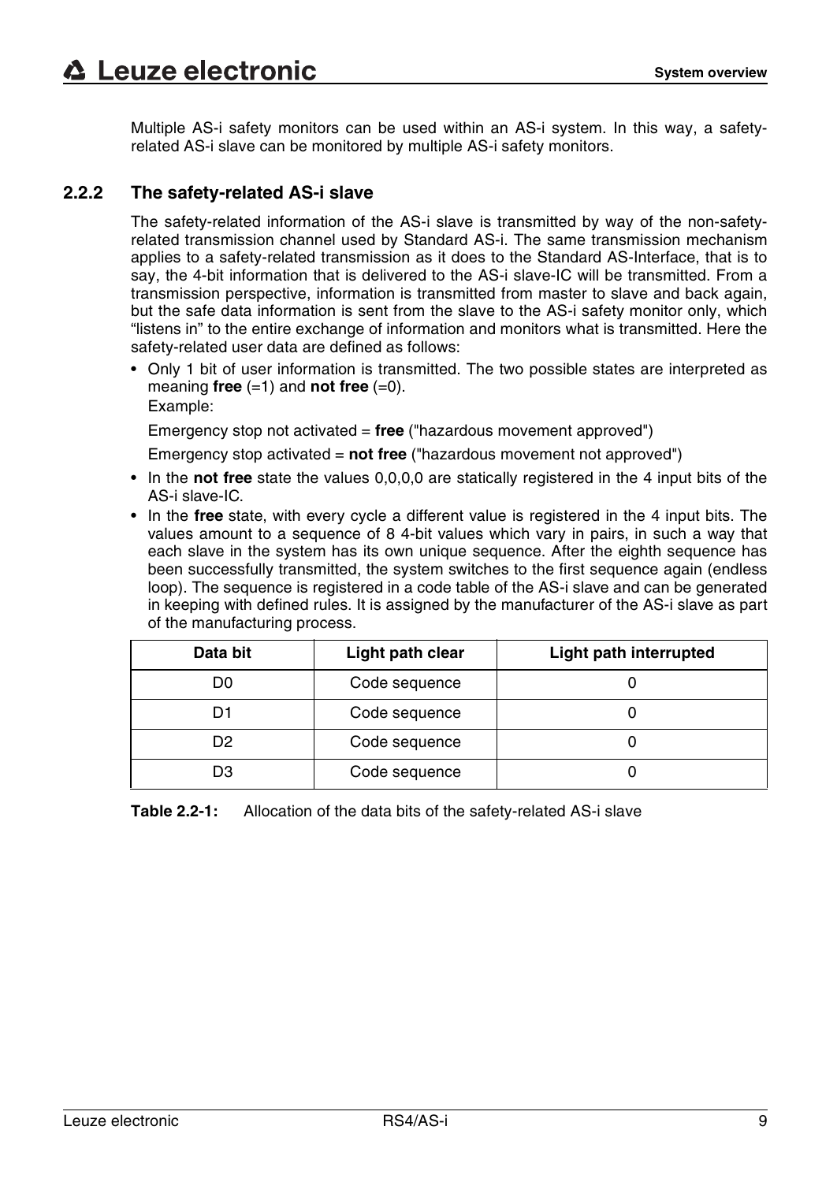Multiple AS-i safety monitors can be used within an AS-i system. In this way, a safety-related AS-i slave can be monitored by multiple AS-i safety monitors.

### 2.2.2 The safety-related AS-i slave

The safety-related information of the AS-i slave is transmitted by way of the non-safety-related transmission channel used by Standard AS-i. The same transmission mechanism applies to a safety-related transmission as it does to the Standard AS-Interface, that is to say, the 4-bit information that is delivered to the AS-i slave-IC will be transmitted. From a transmission perspective, information is transmitted from master to slave and back again, but the safe data information is sent from the slave to the AS-i safety monitor only, which "listens in" to the entire exchange of information and monitors what is transmitted. Here the safety-related user data are defined as follows:

- Only 1 bit of user information is transmitted. The two possible states are interpreted as meaning **free** (=1) and **not free** (=0).
  Example:

  Emergency stop not activated = **free** ("hazardous movement approved")

  Emergency stop activated = **not free** ("hazardous movement not approved")
- In the **not free** state the values 0,0,0,0 are statically registered in the 4 input bits of the AS-i slave-IC.
- In the **free** state, with every cycle a different value is registered in the 4 input bits. The values amount to a sequence of 8 4-bit values which vary in pairs, in such a way that each slave in the system has its own unique sequence. After the eighth sequence has been successfully transmitted, the system switches to the first sequence again (endless loop). The sequence is registered in a code table of the AS-i slave and can be generated in keeping with defined rules. It is assigned by the manufacturer of the AS-i slave as part of the manufacturing process.

| Data bit | Light path clear | Light path interrupted |
|---|---|---|
| D0 | Code sequence | 0 |
| D1 | Code sequence | 0 |
| D2 | Code sequence | 0 |
| D3 | Code sequence | 0 |

**Table 2.2-1:** Allocation of the data bits of the safety-related AS-i slave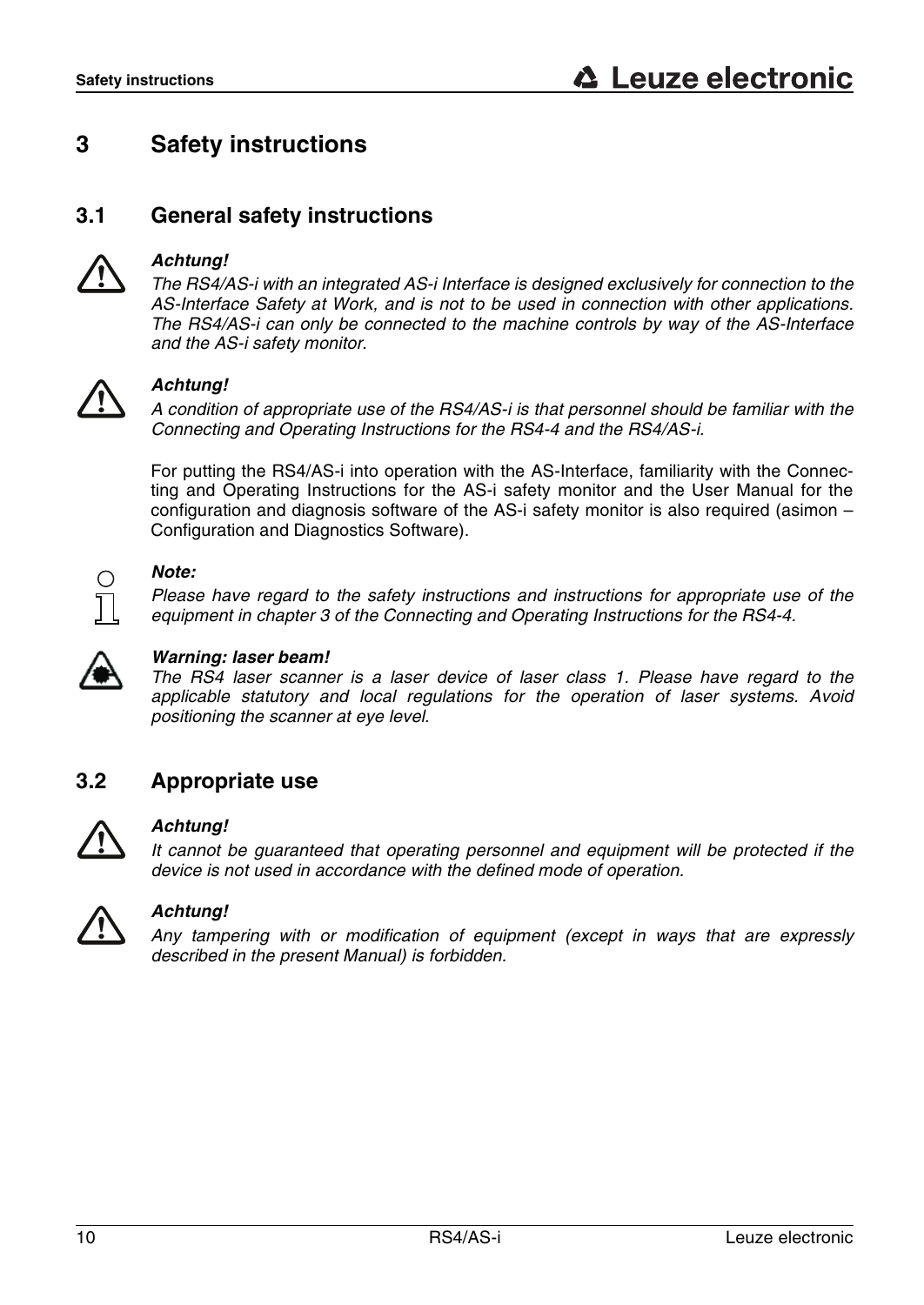# 3 Safety instructions

## 3.1 General safety instructions

***Achtung!***
*The RS4/AS-i with an integrated AS-i Interface is designed exclusively for connection to the AS-Interface Safety at Work, and is not to be used in connection with other applications. The RS4/AS-i can only be connected to the machine controls by way of the AS-Interface and the AS-i safety monitor.*

***Achtung!***
*A condition of appropriate use of the RS4/AS-i is that personnel should be familiar with the Connecting and Operating Instructions for the RS4-4 and the RS4/AS-i.*

For putting the RS4/AS-i into operation with the AS-Interface, familiarity with the Connecting and Operating Instructions for the AS-i safety monitor and the User Manual for the configuration and diagnosis software of the AS-i safety monitor is also required (asimon – Configuration and Diagnostics Software).

***Note:***
*Please have regard to the safety instructions and instructions for appropriate use of the equipment in chapter 3 of the Connecting and Operating Instructions for the RS4-4.*

***Warning: laser beam!***
*The RS4 laser scanner is a laser device of laser class 1. Please have regard to the applicable statutory and local regulations for the operation of laser systems. Avoid positioning the scanner at eye level.*

## 3.2 Appropriate use

***Achtung!***
*It cannot be guaranteed that operating personnel and equipment will be protected if the device is not used in accordance with the defined mode of operation.*

***Achtung!***
*Any tampering with or modification of equipment (except in ways that are expressly described in the present Manual) is forbidden.*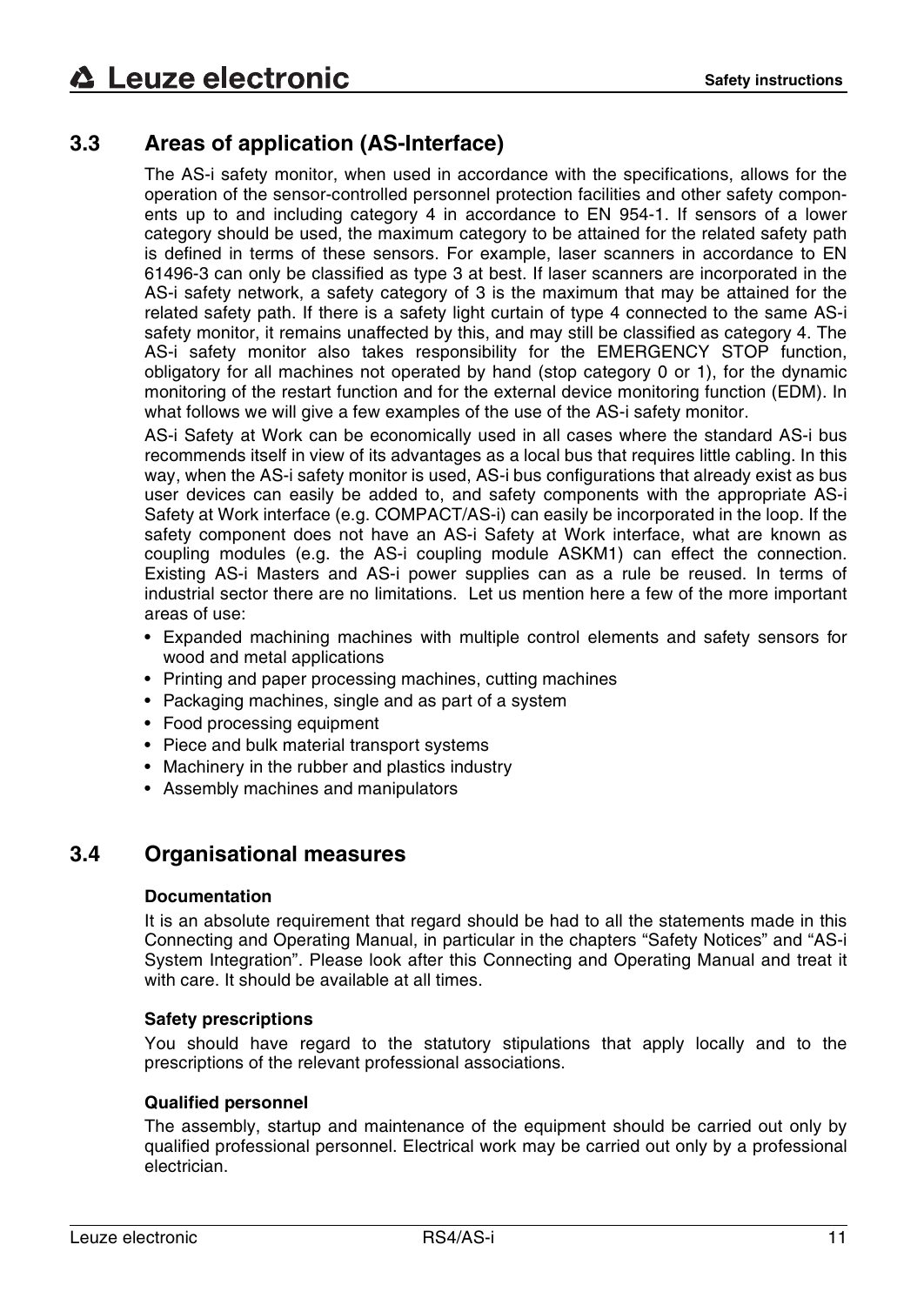## 3.3 Areas of application (AS-Interface)

The AS-i safety monitor, when used in accordance with the specifications, allows for the operation of the sensor-controlled personnel protection facilities and other safety components up to and including category 4 in accordance to EN 954-1. If sensors of a lower category should be used, the maximum category to be attained for the related safety path is defined in terms of these sensors. For example, laser scanners in accordance to EN 61496-3 can only be classified as type 3 at best. If laser scanners are incorporated in the AS-i safety network, a safety category of 3 is the maximum that may be attained for the related safety path. If there is a safety light curtain of type 4 connected to the same AS-i safety monitor, it remains unaffected by this, and may still be classified as category 4. The AS-i safety monitor also takes responsibility for the EMERGENCY STOP function, obligatory for all machines not operated by hand (stop category 0 or 1), for the dynamic monitoring of the restart function and for the external device monitoring function (EDM). In what follows we will give a few examples of the use of the AS-i safety monitor.

AS-i Safety at Work can be economically used in all cases where the standard AS-i bus recommends itself in view of its advantages as a local bus that requires little cabling. In this way, when the AS-i safety monitor is used, AS-i bus configurations that already exist as bus user devices can easily be added to, and safety components with the appropriate AS-i Safety at Work interface (e.g. COMPACT/AS-i) can easily be incorporated in the loop. If the safety component does not have an AS-i Safety at Work interface, what are known as coupling modules (e.g. the AS-i coupling module ASKM1) can effect the connection. Existing AS-i Masters and AS-i power supplies can as a rule be reused. In terms of industrial sector there are no limitations. Let us mention here a few of the more important areas of use:

- Expanded machining machines with multiple control elements and safety sensors for wood and metal applications
- Printing and paper processing machines, cutting machines
- Packaging machines, single and as part of a system
- Food processing equipment
- Piece and bulk material transport systems
- Machinery in the rubber and plastics industry
- Assembly machines and manipulators

## 3.4 Organisational measures

**Documentation**

It is an absolute requirement that regard should be had to all the statements made in this Connecting and Operating Manual, in particular in the chapters "Safety Notices" and "AS-i System Integration". Please look after this Connecting and Operating Manual and treat it with care. It should be available at all times.

**Safety prescriptions**

You should have regard to the statutory stipulations that apply locally and to the prescriptions of the relevant professional associations.

**Qualified personnel**

The assembly, startup and maintenance of the equipment should be carried out only by qualified professional personnel. Electrical work may be carried out only by a professional electrician.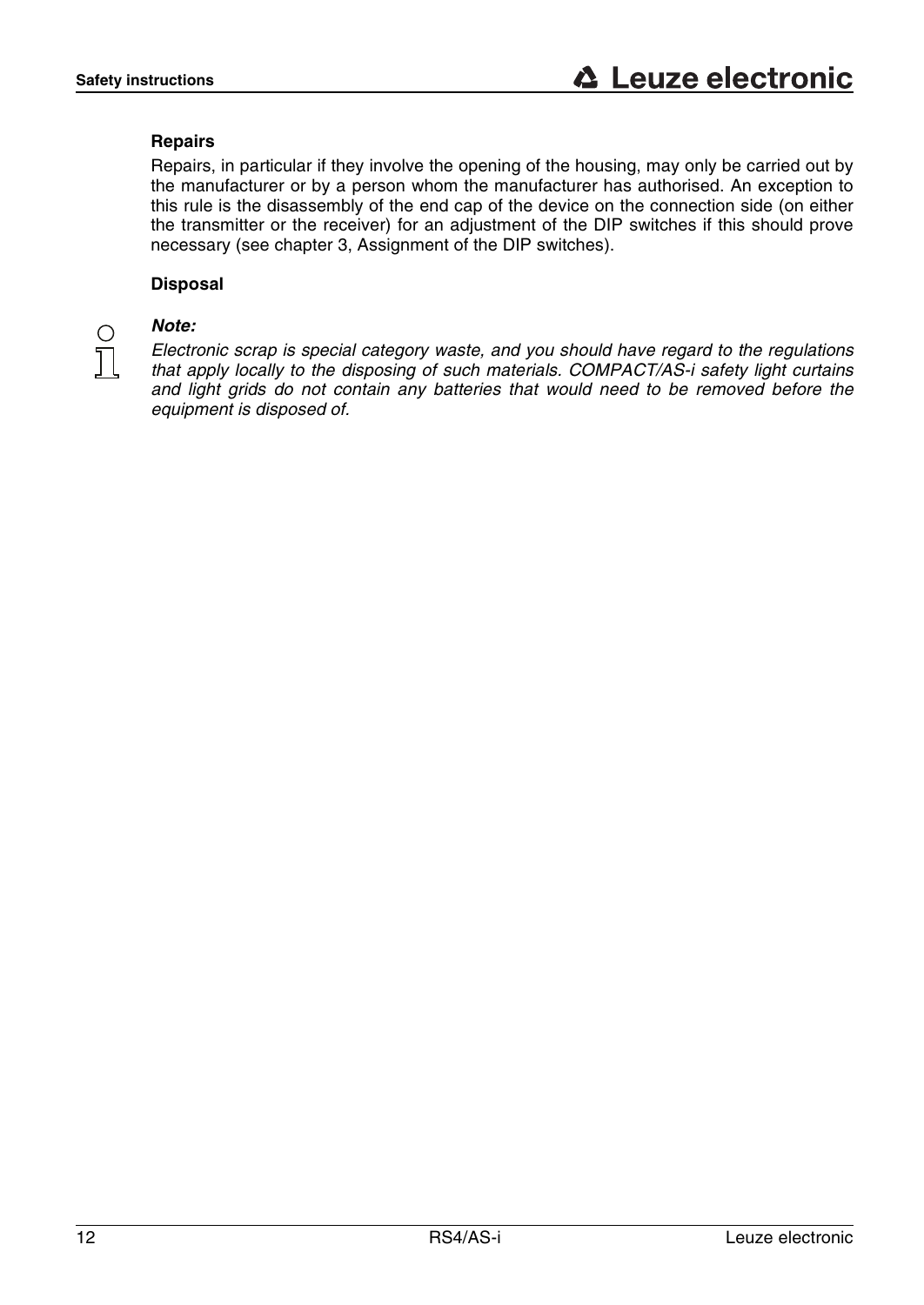#### Repairs

Repairs, in particular if they involve the opening of the housing, may only be carried out by the manufacturer or by a person whom the manufacturer has authorised. An exception to this rule is the disassembly of the end cap of the device on the connection side (on either the transmitter or the receiver) for an adjustment of the DIP switches if this should prove necessary (see chapter 3, Assignment of the DIP switches).

#### Disposal

***Note:***

*Electronic scrap is special category waste, and you should have regard to the regulations that apply locally to the disposing of such materials. COMPACT/AS-i safety light curtains and light grids do not contain any batteries that would need to be removed before the equipment is disposed of.*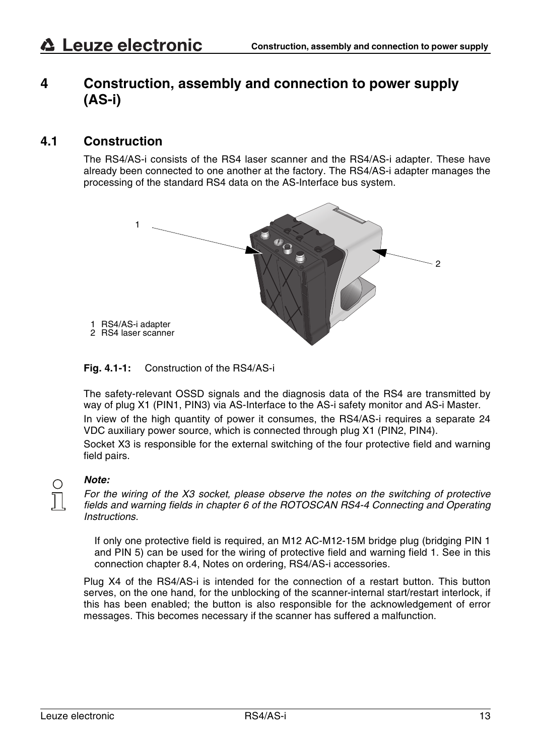# 4 Construction, assembly and connection to power supply (AS-i)

## 4.1 Construction

The RS4/AS-i consists of the RS4 laser scanner and the RS4/AS-i adapter. These have already been connected to one another at the factory. The RS4/AS-i adapter manages the processing of the standard RS4 data on the AS-Interface bus system.

1 RS4/AS-i adapter
2 RS4 laser scanner

**Fig. 4.1-1:** Construction of the RS4/AS-i

The safety-relevant OSSD signals and the diagnosis data of the RS4 are transmitted by way of plug X1 (PIN1, PIN3) via AS-Interface to the AS-i safety monitor and AS-i Master.

In view of the high quantity of power it consumes, the RS4/AS-i requires a separate 24 VDC auxiliary power source, which is connected through plug X1 (PIN2, PIN4).

Socket X3 is responsible for the external switching of the four protective field and warning field pairs.

***Note:***

*For the wiring of the X3 socket, please observe the notes on the switching of protective fields and warning fields in chapter 6 of the ROTOSCAN RS4-4 Connecting and Operating Instructions.*

If only one protective field is required, an M12 AC-M12-15M bridge plug (bridging PIN 1 and PIN 5) can be used for the wiring of protective field and warning field 1. See in this connection chapter 8.4, Notes on ordering, RS4/AS-i accessories.

Plug X4 of the RS4/AS-i is intended for the connection of a restart button. This button serves, on the one hand, for the unblocking of the scanner-internal start/restart interlock, if this has been enabled; the button is also responsible for the acknowledgement of error messages. This becomes necessary if the scanner has suffered a malfunction.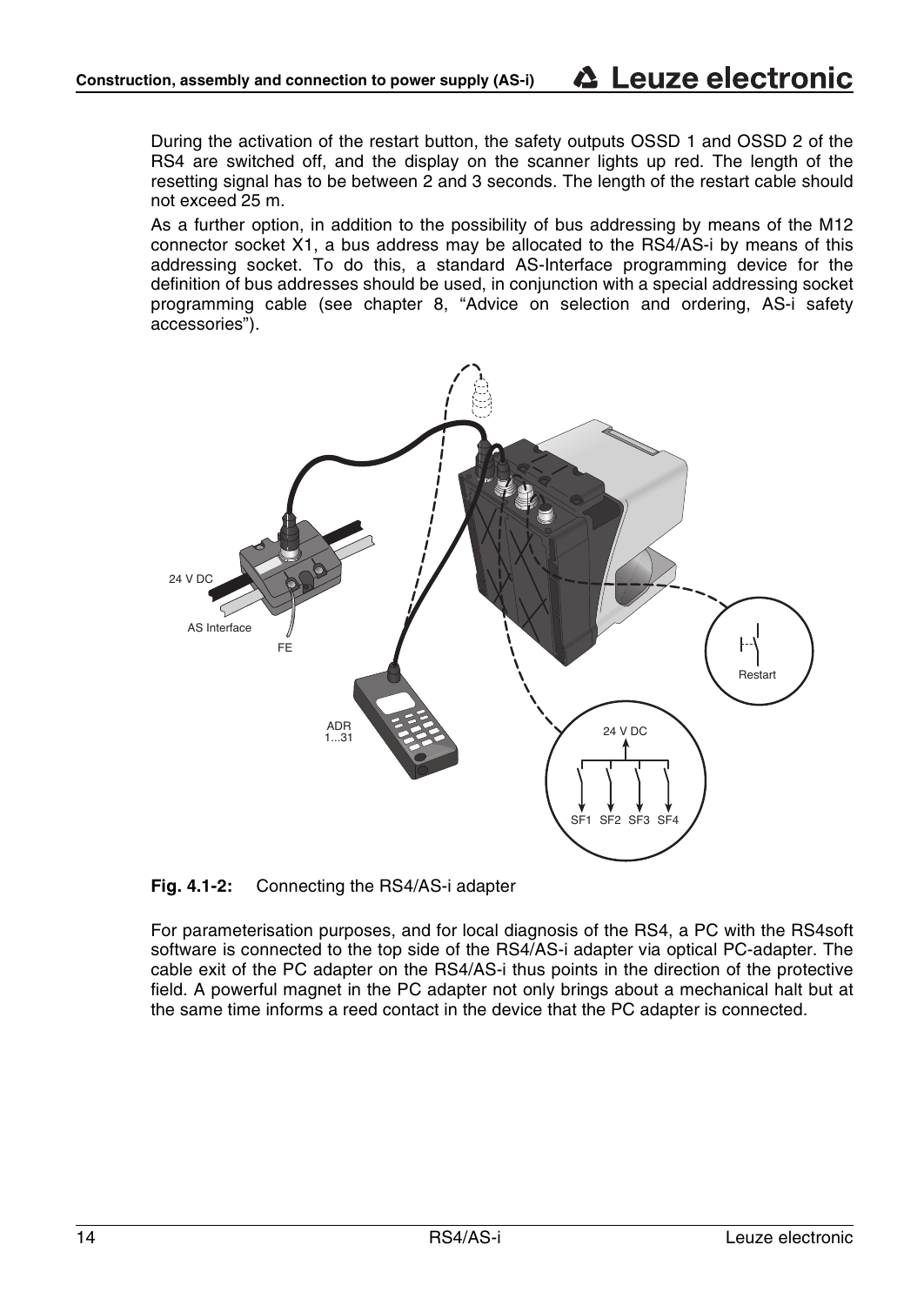During the activation of the restart button, the safety outputs OSSD 1 and OSSD 2 of the RS4 are switched off, and the display on the scanner lights up red. The length of the resetting signal has to be between 2 and 3 seconds. The length of the restart cable should not exceed 25 m.

As a further option, in addition to the possibility of bus addressing by means of the M12 connector socket X1, a bus address may be allocated to the RS4/AS-i by means of this addressing socket. To do this, a standard AS-Interface programming device for the definition of bus addresses should be used, in conjunction with a special addressing socket programming cable (see chapter 8, "Advice on selection and ordering, AS-i safety accessories").

**Fig. 4.1-2:** Connecting the RS4/AS-i adapter

For parameterisation purposes, and for local diagnosis of the RS4, a PC with the RS4soft software is connected to the top side of the RS4/AS-i adapter via optical PC-adapter. The cable exit of the PC adapter on the RS4/AS-i thus points in the direction of the protective field. A powerful magnet in the PC adapter not only brings about a mechanical halt but at the same time informs a reed contact in the device that the PC adapter is connected.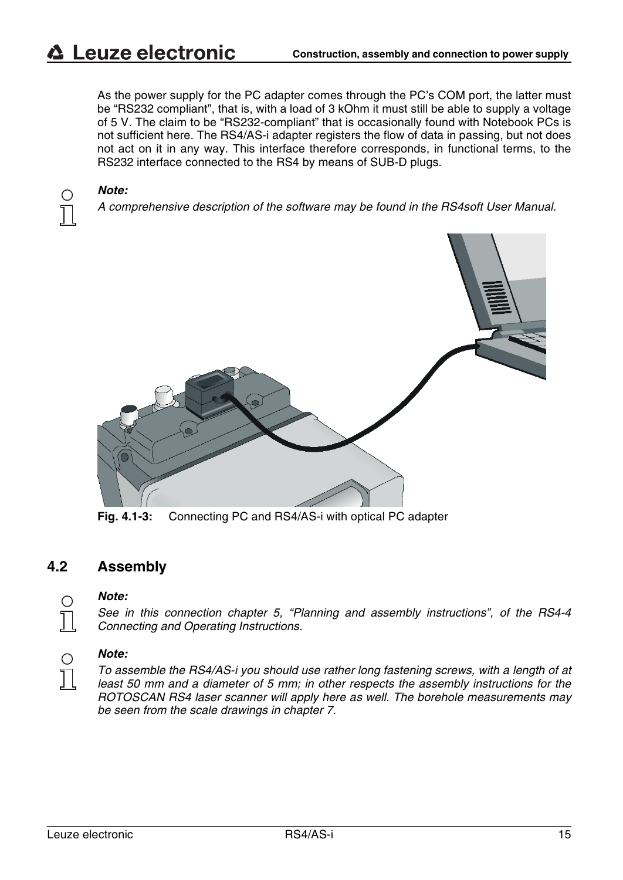As the power supply for the PC adapter comes through the PC's COM port, the latter must be "RS232 compliant", that is, with a load of 3 kOhm it must still be able to supply a voltage of 5 V. The claim to be "RS232-compliant" that is occasionally found with Notebook PCs is not sufficient here. The RS4/AS-i adapter registers the flow of data in passing, but not does not act on it in any way. This interface therefore corresponds, in functional terms, to the RS232 interface connected to the RS4 by means of SUB-D plugs.

***Note:***
*A comprehensive description of the software may be found in the RS4soft User Manual.*

**Fig. 4.1-3:** Connecting PC and RS4/AS-i with optical PC adapter

## 4.2 Assembly

***Note:***
*See in this connection chapter 5, "Planning and assembly instructions", of the RS4-4 Connecting and Operating Instructions.*

***Note:***
*To assemble the RS4/AS-i you should use rather long fastening screws, with a length of at least 50 mm and a diameter of 5 mm; in other respects the assembly instructions for the ROTOSCAN RS4 laser scanner will apply here as well. The borehole measurements may be seen from the scale drawings in chapter 7.*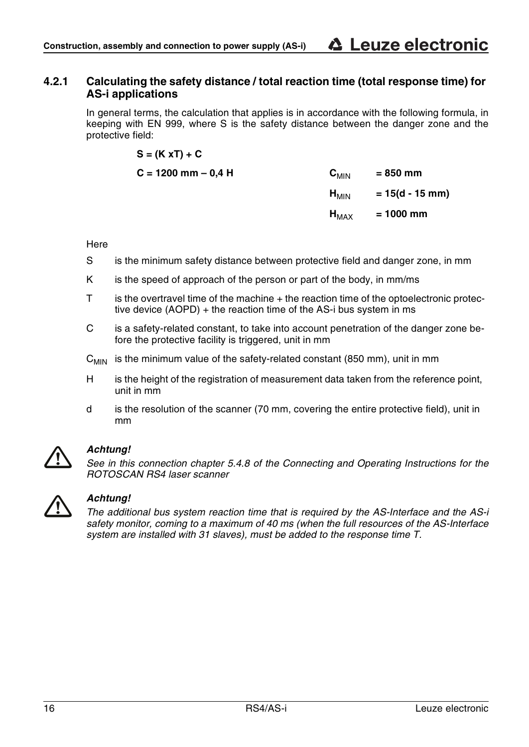### 4.2.1 Calculating the safety distance / total reaction time (total response time) for AS-i applications

In general terms, the calculation that applies is in accordance with the following formula, in keeping with EN 999, where S is the safety distance between the danger zone and the protective field:

$$S = (K \times T) + C$$

$$C = 1200\ \text{mm} - 0{,}4\ H \qquad C_{MIN} = 850\ \text{mm}$$

$$H_{MIN} = 15(d - 15\ \text{mm})$$

$$H_{MAX} = 1000\ \text{mm}$$

Here

- S is the minimum safety distance between protective field and danger zone, in mm
- K is the speed of approach of the person or part of the body, in mm/ms
- T is the overtravel time of the machine + the reaction time of the optoelectronic protective device (AOPD) + the reaction time of the AS-i bus system in ms
- C is a safety-related constant, to take into account penetration of the danger zone before the protective facility is triggered, unit in mm
- $C_{MIN}$ is the minimum value of the safety-related constant (850 mm), unit in mm
- H is the height of the registration of measurement data taken from the reference point, unit in mm
- d is the resolution of the scanner (70 mm, covering the entire protective field), unit in mm

***Achtung!***
*See in this connection chapter 5.4.8 of the Connecting and Operating Instructions for the ROTOSCAN RS4 laser scanner*

***Achtung!***
*The additional bus system reaction time that is required by the AS-Interface and the AS-i safety monitor, coming to a maximum of 40 ms (when the full resources of the AS-Interface system are installed with 31 slaves), must be added to the response time T.*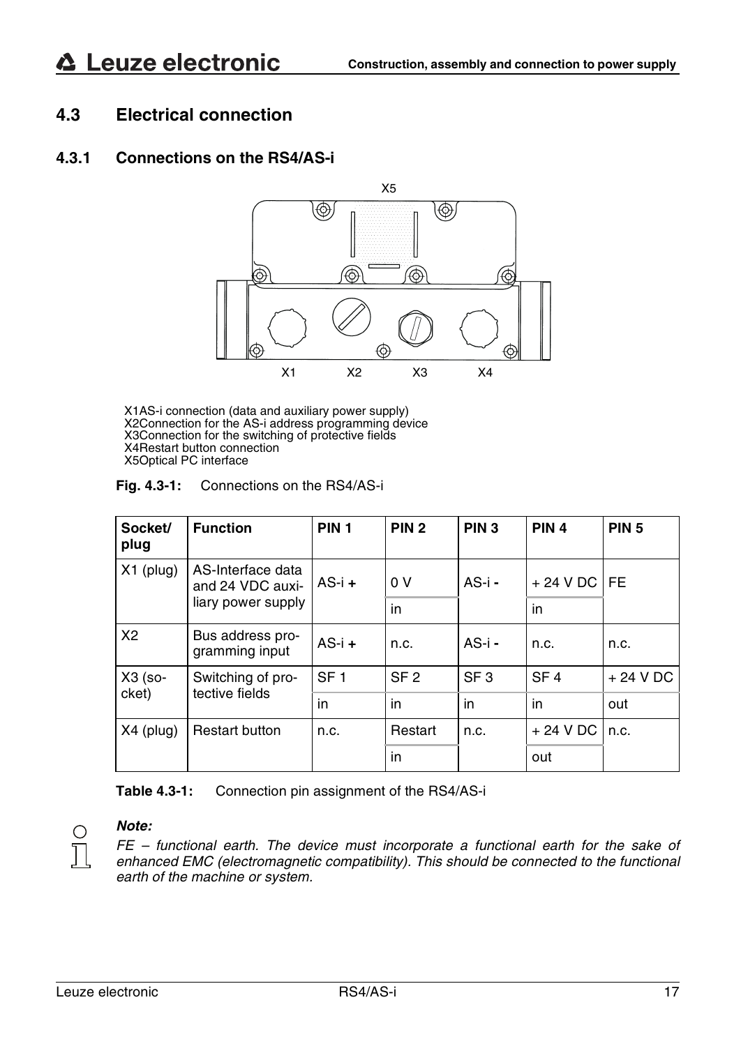## 4.3 Electrical connection

### 4.3.1 Connections on the RS4/AS-i

X5

X1 X2 X3 X4

X1AS-i connection (data and auxiliary power supply)
X2Connection for the AS-i address programming device
X3Connection for the switching of protective fields
X4Restart button connection
X5Optical PC interface

**Fig. 4.3-1:** Connections on the RS4/AS-i

| Socket/ plug | Function | PIN 1 | PIN 2 | PIN 3 | PIN 4 | PIN 5 |
|---|---|---|---|---|---|---|
| X1 (plug) | AS-Interface data and 24 VDC auxiliary power supply | AS-i **+** | 0 V | AS-i **-** | + 24 V DC | FE |
| | | | in | | in | |
| X2 | Bus address programming input | AS-i **+** | n.c. | AS-i **-** | n.c. | n.c. |
| X3 (socket) | Switching of protective fields | SF 1 | SF 2 | SF 3 | SF 4 | + 24 V DC |
| | | in | in | in | in | out |
| X4 (plug) | Restart button | n.c. | Restart | n.c. | + 24 V DC | n.c. |
| | | | in | | out | |

**Table 4.3-1:** Connection pin assignment of the RS4/AS-i

***Note:***

*FE – functional earth. The device must incorporate a functional earth for the sake of enhanced EMC (electromagnetic compatibility). This should be connected to the functional earth of the machine or system.*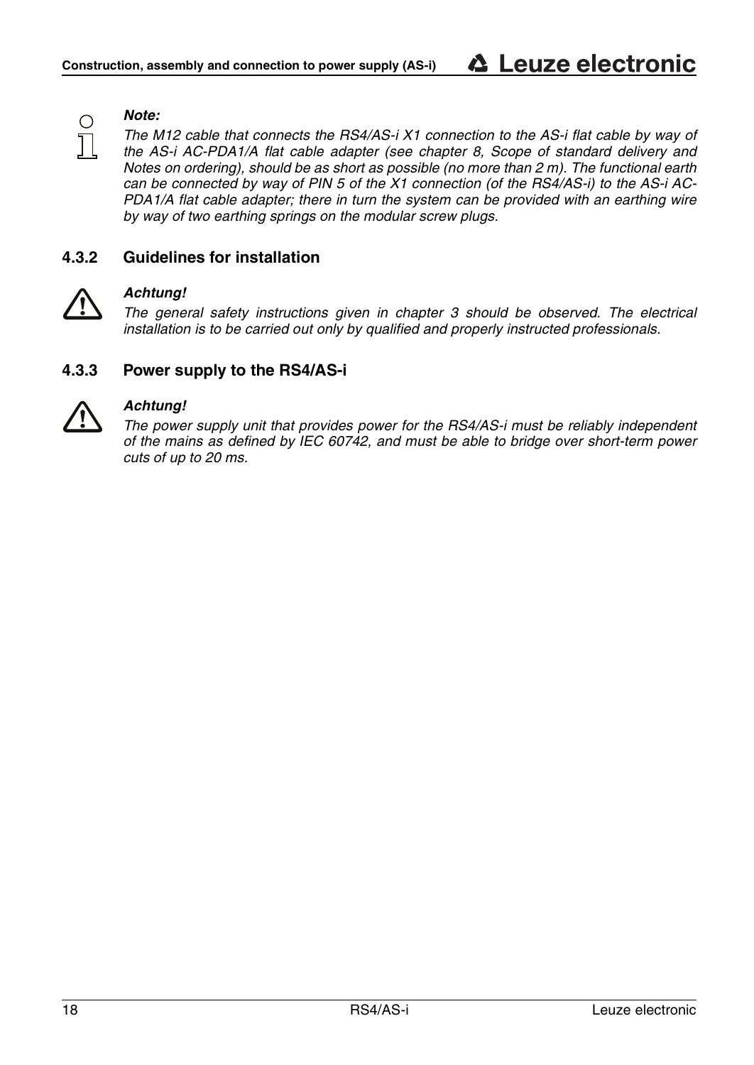***Note:***

*The M12 cable that connects the RS4/AS-i X1 connection to the AS-i flat cable by way of the AS-i AC-PDA1/A flat cable adapter (see chapter 8, Scope of standard delivery and Notes on ordering), should be as short as possible (no more than 2 m). The functional earth can be connected by way of PIN 5 of the X1 connection (of the RS4/AS-i) to the AS-i AC-PDA1/A flat cable adapter; there in turn the system can be provided with an earthing wire by way of two earthing springs on the modular screw plugs.*

### 4.3.2 Guidelines for installation

***Achtung!***

*The general safety instructions given in chapter 3 should be observed. The electrical installation is to be carried out only by qualified and properly instructed professionals.*

### 4.3.3 Power supply to the RS4/AS-i

***Achtung!***

*The power supply unit that provides power for the RS4/AS-i must be reliably independent of the mains as defined by IEC 60742, and must be able to bridge over short-term power cuts of up to 20 ms.*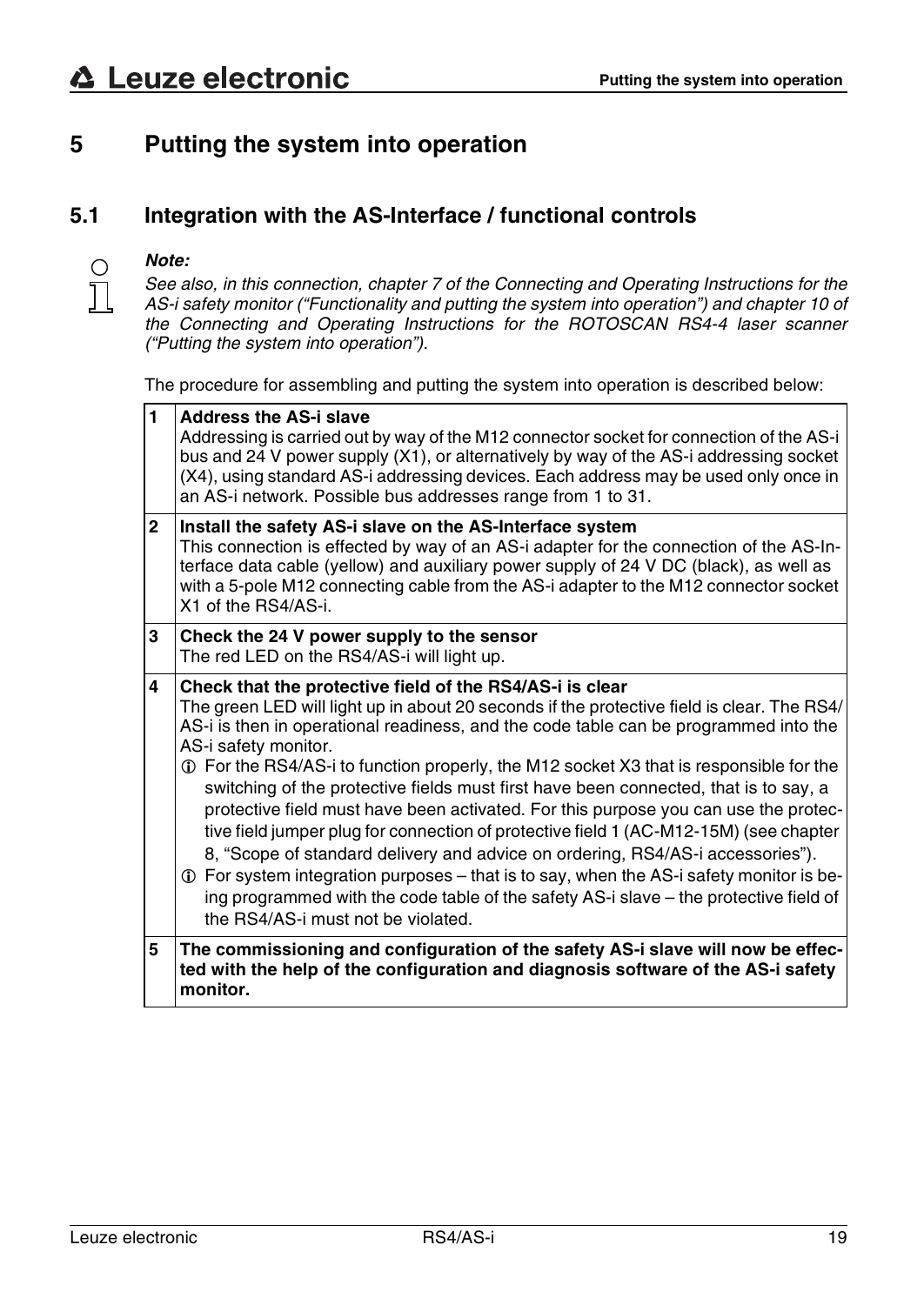// Putting the system into operation

# 5 Putting the system into operation

## 5.1 Integration with the AS-Interface / functional controls

***Note:***

*See also, in this connection, chapter 7 of the Connecting and Operating Instructions for the AS-i safety monitor ("Functionality and putting the system into operation") and chapter 10 of the Connecting and Operating Instructions for the ROTOSCAN RS4-4 laser scanner ("Putting the system into operation").*

The procedure for assembling and putting the system into operation is described below:

| | |
|---|---|
| **1** | **Address the AS-i slave**<br>Addressing is carried out by way of the M12 connector socket for connection of the AS-i bus and 24 V power supply (X1), or alternatively by way of the AS-i addressing socket (X4), using standard AS-i addressing devices. Each address may be used only once in an AS-i network. Possible bus addresses range from 1 to 31. |
| **2** | **Install the safety AS-i slave on the AS-Interface system**<br>This connection is effected by way of an AS-i adapter for the connection of the AS-Interface data cable (yellow) and auxiliary power supply of 24 V DC (black), as well as with a 5-pole M12 connecting cable from the AS-i adapter to the M12 connector socket X1 of the RS4/AS-i. |
| **3** | **Check the 24 V power supply to the sensor**<br>The red LED on the RS4/AS-i will light up. |
| **4** | **Check that the protective field of the RS4/AS-i is clear**<br>The green LED will light up in about 20 seconds if the protective field is clear. The RS4/AS-i is then in operational readiness, and the code table can be programmed into the AS-i safety monitor.<br>ⓘ For the RS4/AS-i to function properly, the M12 socket X3 that is responsible for the switching of the protective fields must first have been connected, that is to say, a protective field must have been activated. For this purpose you can use the protective field jumper plug for connection of protective field 1 (AC-M12-15M) (see chapter 8, "Scope of standard delivery and advice on ordering, RS4/AS-i accessories").<br>ⓘ For system integration purposes – that is to say, when the AS-i safety monitor is being programmed with the code table of the safety AS-i slave – the protective field of the RS4/AS-i must not be violated. |
| **5** | **The commissioning and configuration of the safety AS-i slave will now be effected with the help of the configuration and diagnosis software of the AS-i safety monitor.** |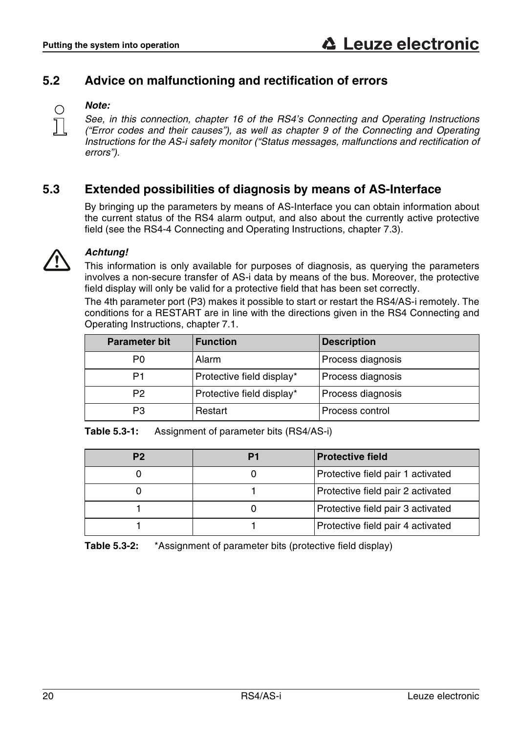## 5.2 Advice on malfunctioning and rectification of errors

***Note:***

*See, in this connection, chapter 16 of the RS4's Connecting and Operating Instructions ("Error codes and their causes"), as well as chapter 9 of the Connecting and Operating Instructions for the AS-i safety monitor ("Status messages, malfunctions and rectification of errors").*

## 5.3 Extended possibilities of diagnosis by means of AS-Interface

By bringing up the parameters by means of AS-Interface you can obtain information about the current status of the RS4 alarm output, and also about the currently active protective field (see the RS4-4 Connecting and Operating Instructions, chapter 7.3).

***Achtung!***

This information is only available for purposes of diagnosis, as querying the parameters involves a non-secure transfer of AS-i data by means of the bus. Moreover, the protective field display will only be valid for a protective field that has been set correctly.

The 4th parameter port (P3) makes it possible to start or restart the RS4/AS-i remotely. The conditions for a RESTART are in line with the directions given in the RS4 Connecting and Operating Instructions, chapter 7.1.

| Parameter bit | Function | Description |
|---|---|---|
| P0 | Alarm | Process diagnosis |
| P1 | Protective field display* | Process diagnosis |
| P2 | Protective field display* | Process diagnosis |
| P3 | Restart | Process control |

**Table 5.3-1:** Assignment of parameter bits (RS4/AS-i)

| P2 | P1 | Protective field |
|---|---|---|
| 0 | 0 | Protective field pair 1 activated |
| 0 | 1 | Protective field pair 2 activated |
| 1 | 0 | Protective field pair 3 activated |
| 1 | 1 | Protective field pair 4 activated |

**Table 5.3-2:** *Assignment of parameter bits (protective field display)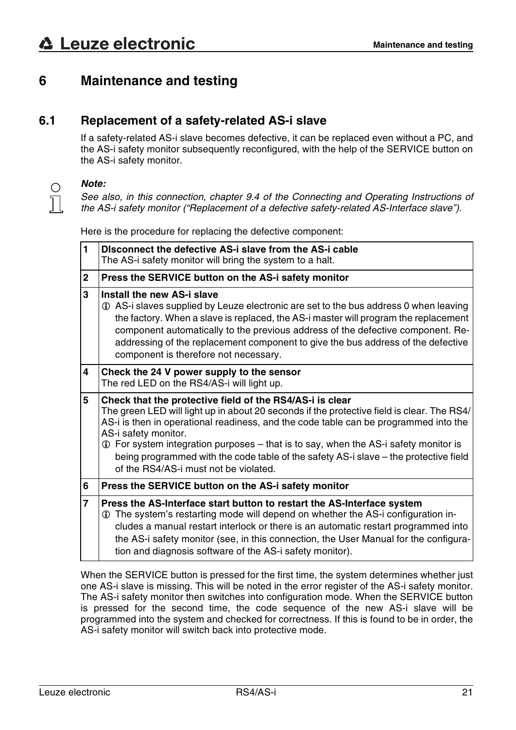# 6 Maintenance and testing

## 6.1 Replacement of a safety-related AS-i slave

If a safety-related AS-i slave becomes defective, it can be replaced even without a PC, and the AS-i safety monitor subsequently reconfigured, with the help of the SERVICE button on the AS-i safety monitor.

***Note:***
*See also, in this connection, chapter 9.4 of the Connecting and Operating Instructions of the AS-i safety monitor ("Replacement of a defective safety-related AS-Interface slave").*

Here is the procedure for replacing the defective component:

| | |
|---|---|
| **1** | **DIsconnect the defective AS-i slave from the AS-i cable**<br>The AS-i safety monitor will bring the system to a halt. |
| **2** | **Press the SERVICE button on the AS-i safety monitor** |
| **3** | **Install the new AS-i slave**<br>ⓘ AS-i slaves supplied by Leuze electronic are set to the bus address 0 when leaving the factory. When a slave is replaced, the AS-i master will program the replacement component automatically to the previous address of the defective component. Re-addressing of the replacement component to give the bus address of the defective component is therefore not necessary. |
| **4** | **Check the 24 V power supply to the sensor**<br>The red LED on the RS4/AS-i will light up. |
| **5** | **Check that the protective field of the RS4/AS-i is clear**<br>The green LED will light up in about 20 seconds if the protective field is clear. The RS4/AS-i is then in operational readiness, and the code table can be programmed into the AS-i safety monitor.<br>ⓘ For system integration purposes – that is to say, when the AS-i safety monitor is being programmed with the code table of the safety AS-i slave – the protective field of the RS4/AS-i must not be violated. |
| **6** | **Press the SERVICE button on the AS-i safety monitor** |
| **7** | **Press the AS-Interface start button to restart the AS-Interface system**<br>ⓘ The system's restarting mode will depend on whether the AS-i configuration includes a manual restart interlock or there is an automatic restart programmed into the AS-i safety monitor (see, in this connection, the User Manual for the configuration and diagnosis software of the AS-i safety monitor). |

When the SERVICE button is pressed for the first time, the system determines whether just one AS-i slave is missing. This will be noted in the error register of the AS-i safety monitor. The AS-i safety monitor then switches into configuration mode. When the SERVICE button is pressed for the second time, the code sequence of the new AS-i slave will be programmed into the system and checked for correctness. If this is found to be in order, the AS-i safety monitor will switch back into protective mode.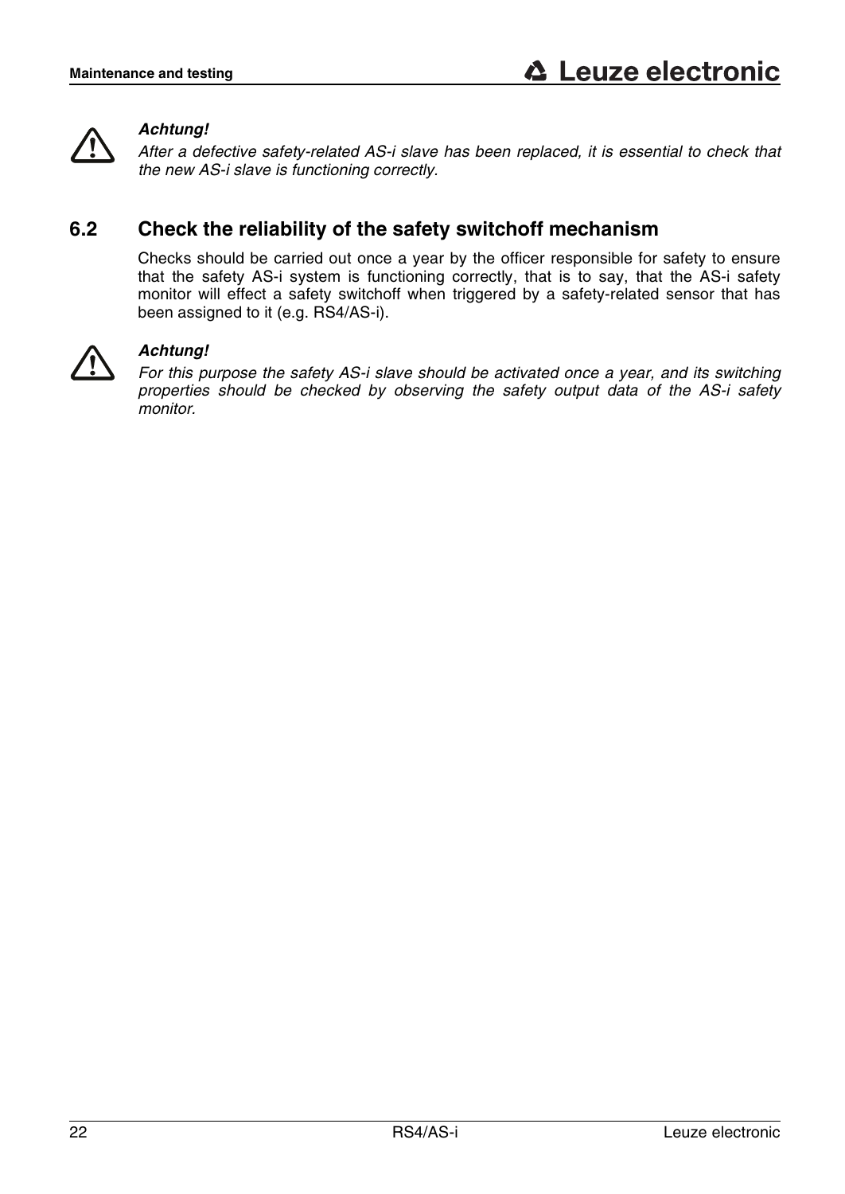***Achtung!***
*After a defective safety-related AS-i slave has been replaced, it is essential to check that the new AS-i slave is functioning correctly.*

## 6.2 Check the reliability of the safety switchoff mechanism

Checks should be carried out once a year by the officer responsible for safety to ensure that the safety AS-i system is functioning correctly, that is to say, that the AS-i safety monitor will effect a safety switchoff when triggered by a safety-related sensor that has been assigned to it (e.g. RS4/AS-i).

***Achtung!***
*For this purpose the safety AS-i slave should be activated once a year, and its switching properties should be checked by observing the safety output data of the AS-i safety monitor.*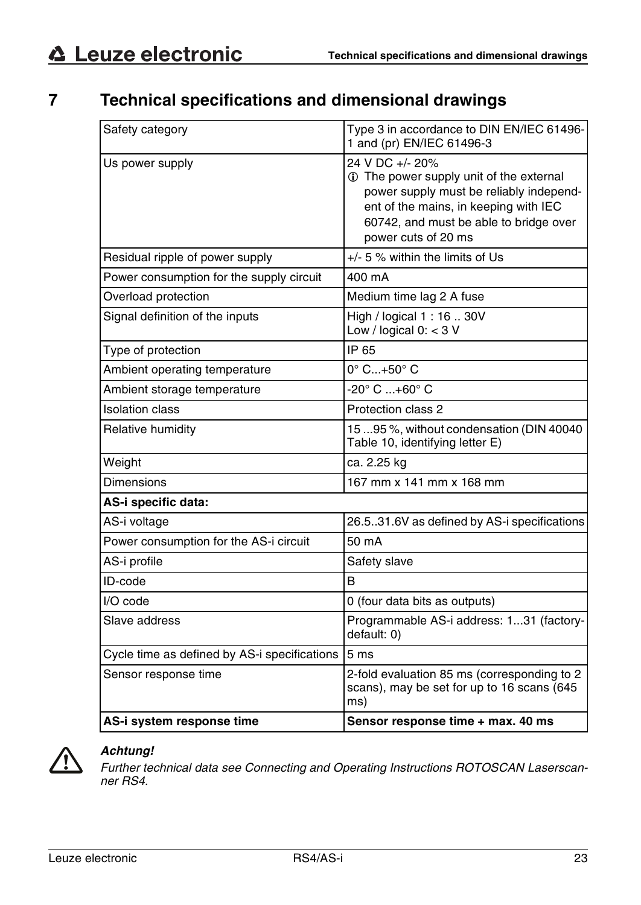# 7 Technical specifications and dimensional drawings

| Safety category | Type 3 in accordance to DIN EN/IEC 61496-1 and (pr) EN/IEC 61496-3 |
|---|---|
| Us power supply | 24 V DC +/- 20%<br>ⓘ The power supply unit of the external power supply must be reliably independent of the mains, in keeping with IEC 60742, and must be able to bridge over power cuts of 20 ms |
| Residual ripple of power supply | +/- 5 % within the limits of Us |
| Power consumption for the supply circuit | 400 mA |
| Overload protection | Medium time lag 2 A fuse |
| Signal definition of the inputs | High / logical 1 : 16 .. 30V<br>Low / logical 0: < 3 V |
| Type of protection | IP 65 |
| Ambient operating temperature | 0° C...+50° C |
| Ambient storage temperature | -20° C ...+60° C |
| Isolation class | Protection class 2 |
| Relative humidity | 15 ...95 %, without condensation (DIN 40040 Table 10, identifying letter E) |
| Weight | ca. 2.25 kg |
| Dimensions | 167 mm x 141 mm x 168 mm |
| **AS-i specific data:** | |
| AS-i voltage | 26.5..31.6V as defined by AS-i specifications |
| Power consumption for the AS-i circuit | 50 mA |
| AS-i profile | Safety slave |
| ID-code | B |
| I/O code | 0 (four data bits as outputs) |
| Slave address | Programmable AS-i address: 1...31 (factory-default: 0) |
| Cycle time as defined by AS-i specifications | 5 ms |
| Sensor response time | 2-fold evaluation 85 ms (corresponding to 2 scans), may be set for up to 16 scans (645 ms) |
| **AS-i system response time** | **Sensor response time + max. 40 ms** |

⚠ ***Achtung!***

*Further technical data see Connecting and Operating Instructions ROTOSCAN Laserscanner RS4.*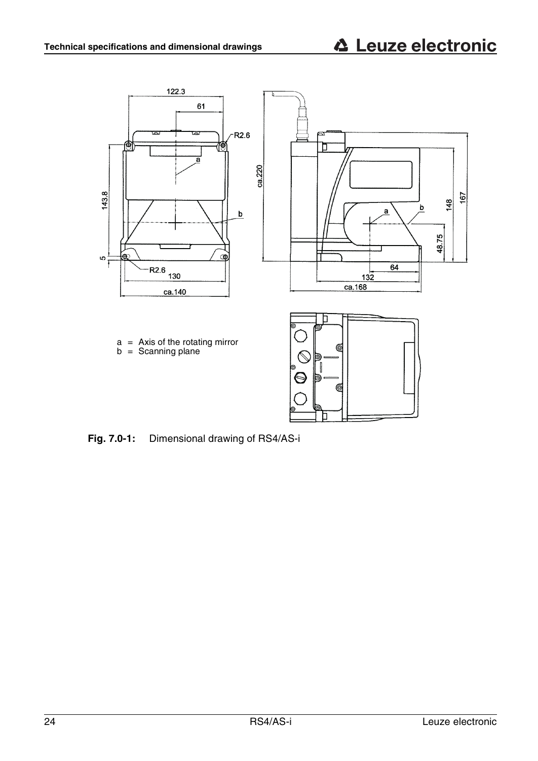a = Axis of the rotating mirror
b = Scanning plane

**Fig. 7.0-1:** Dimensional drawing of RS4/AS-i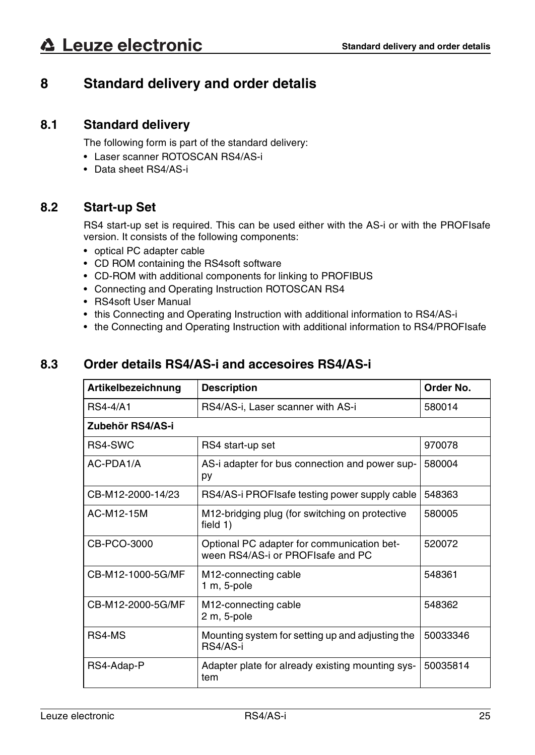# 8 Standard delivery and order detalis

## 8.1 Standard delivery

The following form is part of the standard delivery:

- Laser scanner ROTOSCAN RS4/AS-i
- Data sheet RS4/AS-i

## 8.2 Start-up Set

RS4 start-up set is required. This can be used either with the AS-i or with the PROFIsafe version. It consists of the following components:

- optical PC adapter cable
- CD ROM containing the RS4soft software
- CD-ROM with additional components for linking to PROFIBUS
- Connecting and Operating Instruction ROTOSCAN RS4
- RS4soft User Manual
- this Connecting and Operating Instruction with additional information to RS4/AS-i
- the Connecting and Operating Instruction with additional information to RS4/PROFIsafe

## 8.3 Order details RS4/AS-i and accesoires RS4/AS-i

| Artikelbezeichnung | Description | Order No. |
|---|---|---|
| RS4-4/A1 | RS4/AS-i, Laser scanner with AS-i | 580014 |
| **Zubehör RS4/AS-i** | | |
| RS4-SWC | RS4 start-up set | 970078 |
| AC-PDA1/A | AS-i adapter for bus connection and power supply | 580004 |
| CB-M12-2000-14/23 | RS4/AS-i PROFIsafe testing power supply cable | 548363 |
| AC-M12-15M | M12-bridging plug (for switching on protective field 1) | 580005 |
| CB-PCO-3000 | Optional PC adapter for communication between RS4/AS-i or PROFIsafe and PC | 520072 |
| CB-M12-1000-5G/MF | M12-connecting cable 1 m, 5-pole | 548361 |
| CB-M12-2000-5G/MF | M12-connecting cable 2 m, 5-pole | 548362 |
| RS4-MS | Mounting system for setting up and adjusting the RS4/AS-i | 50033346 |
| RS4-Adap-P | Adapter plate for already existing mounting system | 50035814 |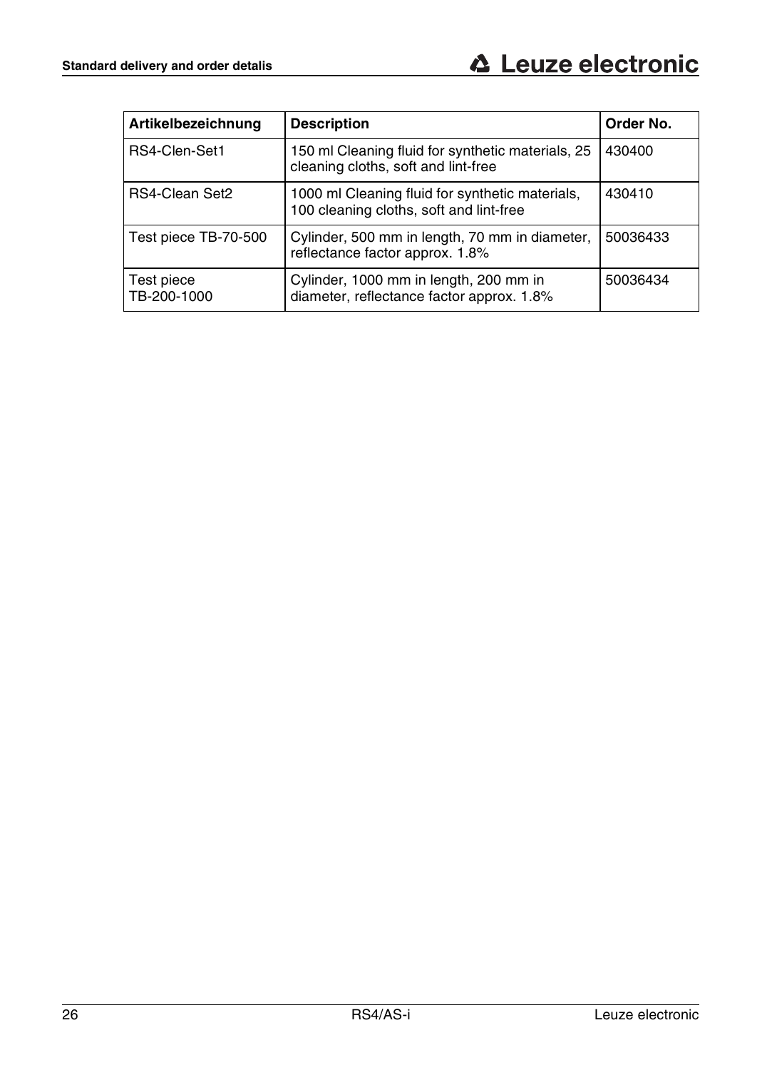| Artikelbezeichnung | Description | Order No. |
|---|---|---|
| RS4-Clen-Set1 | 150 ml Cleaning fluid for synthetic materials, 25 cleaning cloths, soft and lint-free | 430400 |
| RS4-Clean Set2 | 1000 ml Cleaning fluid for synthetic materials, 100 cleaning cloths, soft and lint-free | 430410 |
| Test piece TB-70-500 | Cylinder, 500 mm in length, 70 mm in diameter, reflectance factor approx. 1.8% | 50036433 |
| Test piece TB-200-1000 | Cylinder, 1000 mm in length, 200 mm in diameter, reflectance factor approx. 1.8% | 50036434 |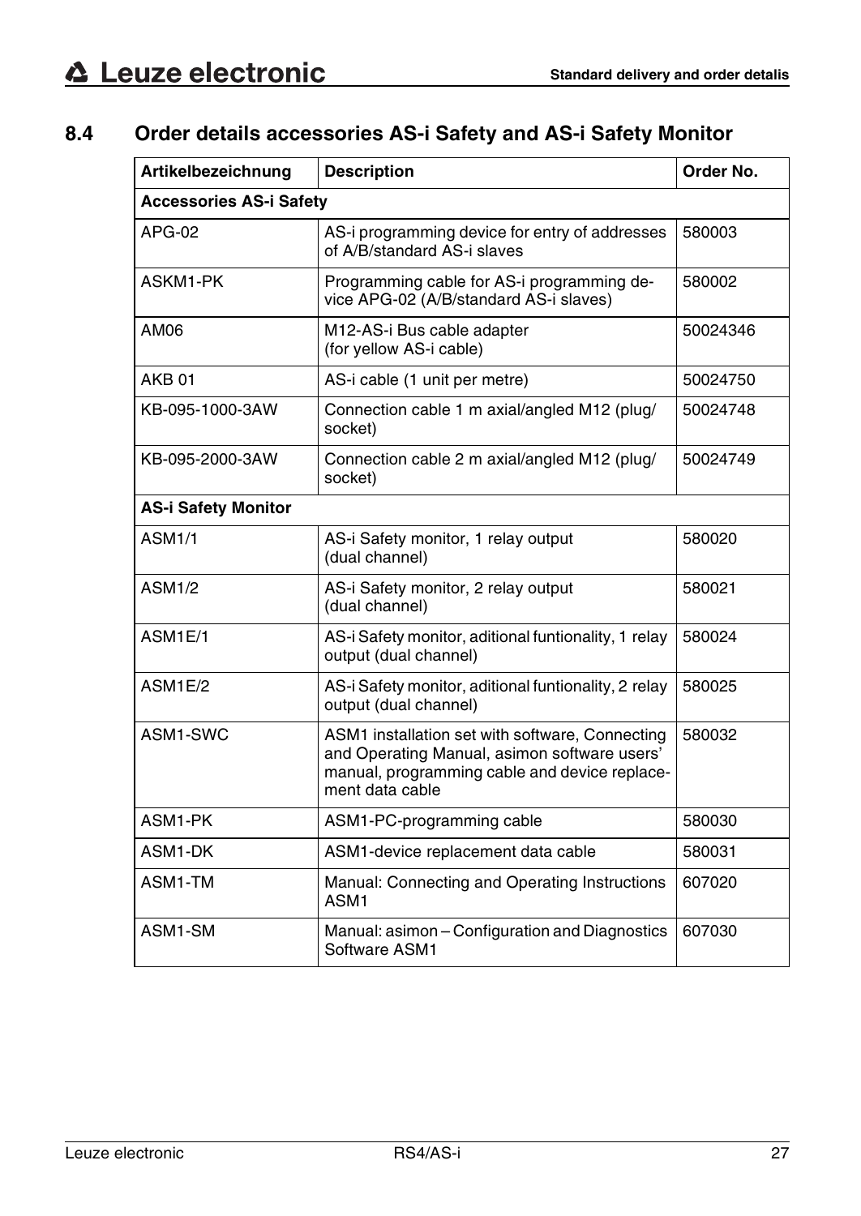## 8.4 Order details accessories AS-i Safety and AS-i Safety Monitor

| Artikelbezeichnung | Description | Order No. |
|---|---|---|
| **Accessories AS-i Safety** | | |
| APG-02 | AS-i programming device for entry of addresses of A/B/standard AS-i slaves | 580003 |
| ASKM1-PK | Programming cable for AS-i programming device APG-02 (A/B/standard AS-i slaves) | 580002 |
| AM06 | M12-AS-i Bus cable adapter (for yellow AS-i cable) | 50024346 |
| AKB 01 | AS-i cable (1 unit per metre) | 50024750 |
| KB-095-1000-3AW | Connection cable 1 m axial/angled M12 (plug/socket) | 50024748 |
| KB-095-2000-3AW | Connection cable 2 m axial/angled M12 (plug/socket) | 50024749 |
| **AS-i Safety Monitor** | | |
| ASM1/1 | AS-i Safety monitor, 1 relay output (dual channel) | 580020 |
| ASM1/2 | AS-i Safety monitor, 2 relay output (dual channel) | 580021 |
| ASM1E/1 | AS-i Safety monitor, aditional funtionality, 1 relay output (dual channel) | 580024 |
| ASM1E/2 | AS-i Safety monitor, aditional funtionality, 2 relay output (dual channel) | 580025 |
| ASM1-SWC | ASM1 installation set with software, Connecting and Operating Manual, asimon software users' manual, programming cable and device replacement data cable | 580032 |
| ASM1-PK | ASM1-PC-programming cable | 580030 |
| ASM1-DK | ASM1-device replacement data cable | 580031 |
| ASM1-TM | Manual: Connecting and Operating Instructions ASM1 | 607020 |
| ASM1-SM | Manual: asimon – Configuration and Diagnostics Software ASM1 | 607030 |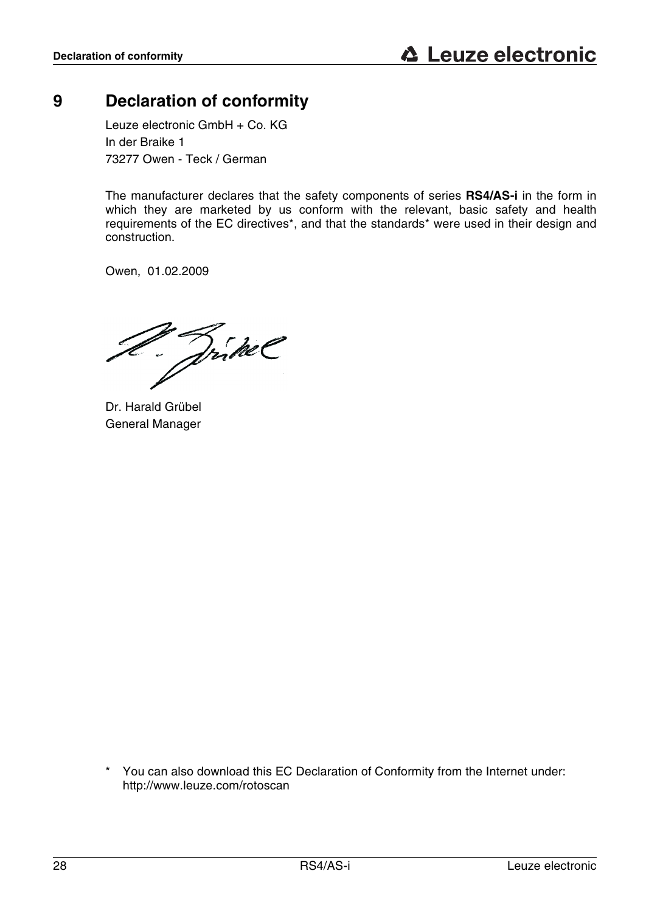# 9 Declaration of conformity

Leuze electronic GmbH + Co. KG
In der Braike 1
73277 Owen - Teck / German

The manufacturer declares that the safety components of series **RS4/AS-i** in the form in which they are marketed by us conform with the relevant, basic safety and health requirements of the EC directives*, and that the standards* were used in their design and construction.

Owen, 01.02.2009

Dr. Harald Grübel
General Manager

\* You can also download this EC Declaration of Conformity from the Internet under: http://www.leuze.com/rotoscan